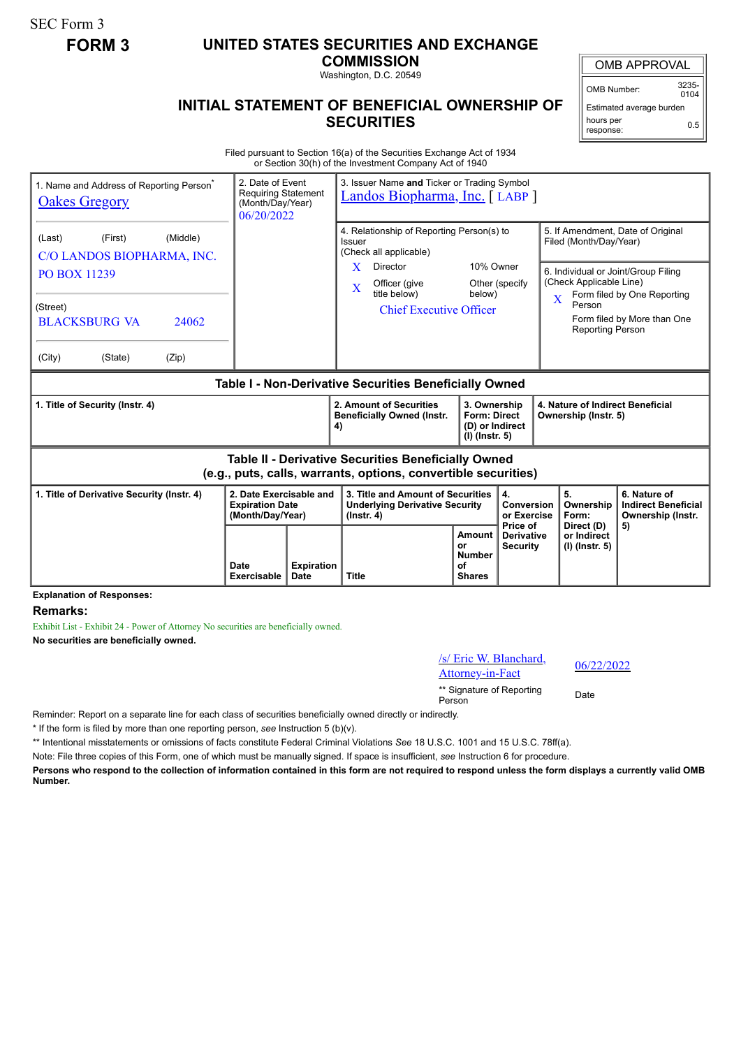SEC Form 3

**FORM 3**

# UNITED STATES SECURITIES AND EXCHANGE COMMISSION

Washington, D.C. 20549

## INITIAL STATEMENT OF BENEFICIAL OWNERSHIP OF SECURITIES

| OMB APPROVAL | |
|---|---|
| OMB Number: | 3235-0104 |
| Estimated average burden hours per response: | 0.5 |

Filed pursuant to Section 16(a) of the Securities Exchange Act of 1934 or Section 30(h) of the Investment Company Act of 1940

| 1. Name and Address of Reporting Person* | 2. Date of Event Requiring Statement (Month/Day/Year) | 3. Issuer Name and Ticker or Trading Symbol |
|---|---|---|
| Oakes Gregory | 06/20/2022 | Landos Biopharma, Inc. [ LABP ] |
| (Last) (First) (Middle) C/O LANDOS BIOPHARMA, INC. PO BOX 11239 | | 4. Relationship of Reporting Person(s) to Issuer (Check all applicable) X Director; 10% Owner; X Officer (give title below); Other (specify below) — Chief Executive Officer |
| (Street) BLACKSBURG VA 24062 | | 5. If Amendment, Date of Original Filed (Month/Day/Year) |
| (City) (State) (Zip) | | 6. Individual or Joint/Group Filing (Check Applicable Line) X Form filed by One Reporting Person; Form filed by More than One Reporting Person |

**Table I - Non-Derivative Securities Beneficially Owned**

| 1. Title of Security (Instr. 4) | 2. Amount of Securities Beneficially Owned (Instr. 4) | 3. Ownership Form: Direct (D) or Indirect (I) (Instr. 5) | 4. Nature of Indirect Beneficial Ownership (Instr. 5) |
|---|---|---|---|

**Table II - Derivative Securities Beneficially Owned (e.g., puts, calls, warrants, options, convertible securities)**

| 1. Title of Derivative Security (Instr. 4) | 2. Date Exercisable and Expiration Date (Month/Day/Year) | | 3. Title and Amount of Securities Underlying Derivative Security (Instr. 4) | | 4. Conversion or Exercise Price of Derivative Security | 5. Ownership Form: Direct (D) or Indirect (I) (Instr. 5) | 6. Nature of Indirect Beneficial Ownership (Instr. 5) |
|---|---|---|---|---|---|---|---|
| | Date Exercisable | Expiration Date | Title | Amount or Number of Shares | | | |

**Explanation of Responses:**

**Remarks:**

Exhibit List - Exhibit 24 - Power of Attorney No securities are beneficially owned.

**No securities are beneficially owned.**

| /s/ Eric W. Blanchard, Attorney-in-Fact | 06/22/2022 |
|---|---|
| ** Signature of Reporting Person | Date |

Reminder: Report on a separate line for each class of securities beneficially owned directly or indirectly.

\* If the form is filed by more than one reporting person, *see* Instruction 5 (b)(v).

\*\* Intentional misstatements or omissions of facts constitute Federal Criminal Violations *See* 18 U.S.C. 1001 and 15 U.S.C. 78ff(a).

Note: File three copies of this Form, one of which must be manually signed. If space is insufficient, *see* Instruction 6 for procedure.

**Persons who respond to the collection of information contained in this form are not required to respond unless the form displays a currently valid OMB Number.**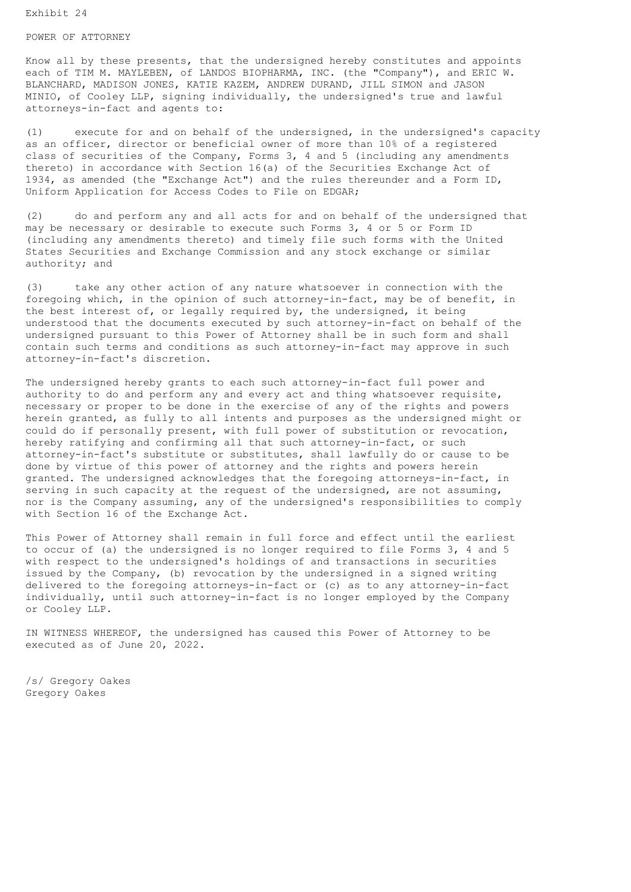Exhibit 24

POWER OF ATTORNEY

Know all by these presents, that the undersigned hereby constitutes and appoints each of TIM M. MAYLEBEN, of LANDOS BIOPHARMA, INC. (the "Company"), and ERIC W. BLANCHARD, MADISON JONES, KATIE KAZEM, ANDREW DURAND, JILL SIMON and JASON MINIO, of Cooley LLP, signing individually, the undersigned's true and lawful attorneys-in-fact and agents to:

(1) execute for and on behalf of the undersigned, in the undersigned's capacity as an officer, director or beneficial owner of more than 10% of a registered class of securities of the Company, Forms 3, 4 and 5 (including any amendments thereto) in accordance with Section 16(a) of the Securities Exchange Act of 1934, as amended (the "Exchange Act") and the rules thereunder and a Form ID, Uniform Application for Access Codes to File on EDGAR;

(2) do and perform any and all acts for and on behalf of the undersigned that may be necessary or desirable to execute such Forms 3, 4 or 5 or Form ID (including any amendments thereto) and timely file such forms with the United States Securities and Exchange Commission and any stock exchange or similar authority; and

(3) take any other action of any nature whatsoever in connection with the foregoing which, in the opinion of such attorney-in-fact, may be of benefit, in the best interest of, or legally required by, the undersigned, it being understood that the documents executed by such attorney-in-fact on behalf of the undersigned pursuant to this Power of Attorney shall be in such form and shall contain such terms and conditions as such attorney-in-fact may approve in such attorney-in-fact's discretion.

The undersigned hereby grants to each such attorney-in-fact full power and authority to do and perform any and every act and thing whatsoever requisite, necessary or proper to be done in the exercise of any of the rights and powers herein granted, as fully to all intents and purposes as the undersigned might or could do if personally present, with full power of substitution or revocation, hereby ratifying and confirming all that such attorney-in-fact, or such attorney-in-fact's substitute or substitutes, shall lawfully do or cause to be done by virtue of this power of attorney and the rights and powers herein granted. The undersigned acknowledges that the foregoing attorneys-in-fact, in serving in such capacity at the request of the undersigned, are not assuming, nor is the Company assuming, any of the undersigned's responsibilities to comply with Section 16 of the Exchange Act.

This Power of Attorney shall remain in full force and effect until the earliest to occur of (a) the undersigned is no longer required to file Forms 3, 4 and 5 with respect to the undersigned's holdings of and transactions in securities issued by the Company, (b) revocation by the undersigned in a signed writing delivered to the foregoing attorneys-in-fact or (c) as to any attorney-in-fact individually, until such attorney-in-fact is no longer employed by the Company or Cooley LLP.

IN WITNESS WHEREOF, the undersigned has caused this Power of Attorney to be executed as of June 20, 2022.

/s/ Gregory Oakes
Gregory Oakes